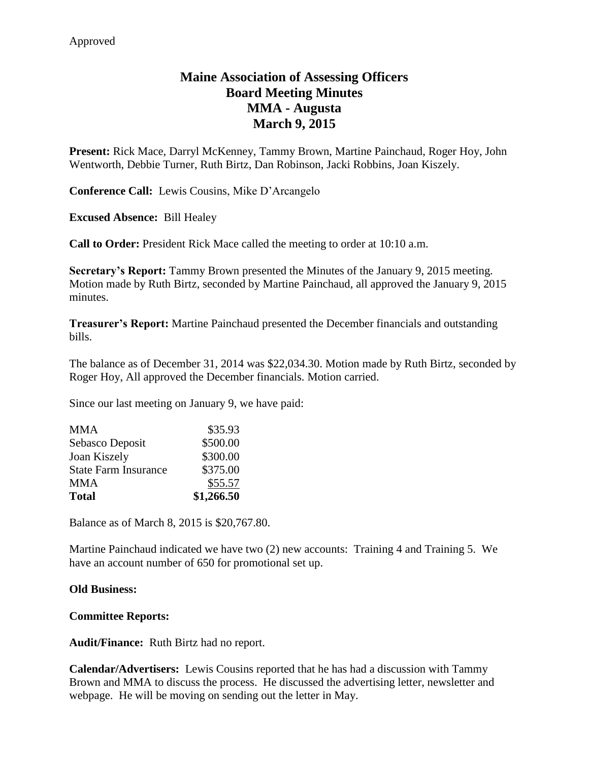Approved

# Maine Association of Assessing Officers
## Board Meeting Minutes
## MMA - Augusta
## March 9, 2015

**Present:** Rick Mace, Darryl McKenney, Tammy Brown, Martine Painchaud, Roger Hoy, John Wentworth, Debbie Turner, Ruth Birtz, Dan Robinson, Jacki Robbins, Joan Kiszely.

**Conference Call:** Lewis Cousins, Mike D'Arcangelo

**Excused Absence:** Bill Healey

**Call to Order:** President Rick Mace called the meeting to order at 10:10 a.m.

**Secretary's Report:** Tammy Brown presented the Minutes of the January 9, 2015 meeting. Motion made by Ruth Birtz, seconded by Martine Painchaud, all approved the January 9, 2015 minutes.

**Treasurer's Report:** Martine Painchaud presented the December financials and outstanding bills.

The balance as of December 31, 2014 was $22,034.30. Motion made by Ruth Birtz, seconded by Roger Hoy, All approved the December financials. Motion carried.

Since our last meeting on January 9, we have paid:

| | |
|---|---:|
| MMA | $35.93 |
| Sebasco Deposit | $500.00 |
| Joan Kiszely | $300.00 |
| State Farm Insurance | $375.00 |
| MMA | $55.57 |
| **Total** | **$1,266.50** |

Balance as of March 8, 2015 is $20,767.80.

Martine Painchaud indicated we have two (2) new accounts: Training 4 and Training 5. We have an account number of 650 for promotional set up.

**Old Business:**

**Committee Reports:**

**Audit/Finance:** Ruth Birtz had no report.

**Calendar/Advertisers:** Lewis Cousins reported that he has had a discussion with Tammy Brown and MMA to discuss the process. He discussed the advertising letter, newsletter and webpage. He will be moving on sending out the letter in May.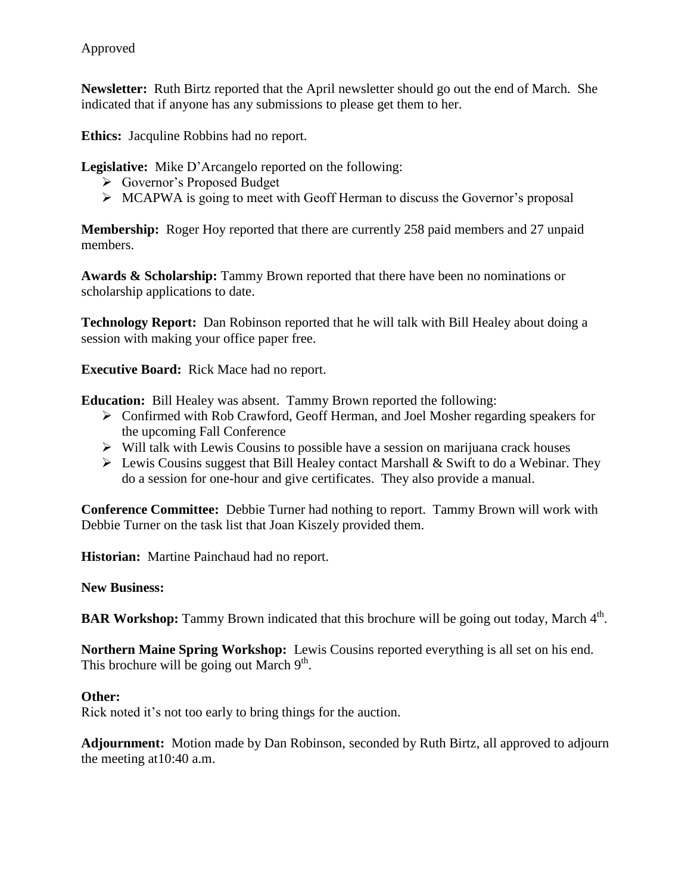Approved

**Newsletter:** Ruth Birtz reported that the April newsletter should go out the end of March. She indicated that if anyone has any submissions to please get them to her.

**Ethics:** Jacquline Robbins had no report.

**Legislative:** Mike D'Arcangelo reported on the following:

- Governor's Proposed Budget
- MCAPWA is going to meet with Geoff Herman to discuss the Governor's proposal

**Membership:** Roger Hoy reported that there are currently 258 paid members and 27 unpaid members.

**Awards & Scholarship:** Tammy Brown reported that there have been no nominations or scholarship applications to date.

**Technology Report:** Dan Robinson reported that he will talk with Bill Healey about doing a session with making your office paper free.

**Executive Board:** Rick Mace had no report.

**Education:** Bill Healey was absent. Tammy Brown reported the following:

- Confirmed with Rob Crawford, Geoff Herman, and Joel Mosher regarding speakers for the upcoming Fall Conference
- Will talk with Lewis Cousins to possible have a session on marijuana crack houses
- Lewis Cousins suggest that Bill Healey contact Marshall & Swift to do a Webinar. They do a session for one-hour and give certificates. They also provide a manual.

**Conference Committee:** Debbie Turner had nothing to report. Tammy Brown will work with Debbie Turner on the task list that Joan Kiszely provided them.

**Historian:** Martine Painchaud had no report.

**New Business:**

**BAR Workshop:** Tammy Brown indicated that this brochure will be going out today, March 4th.

**Northern Maine Spring Workshop:** Lewis Cousins reported everything is all set on his end. This brochure will be going out March 9th.

**Other:**

Rick noted it's not too early to bring things for the auction.

**Adjournment:** Motion made by Dan Robinson, seconded by Ruth Birtz, all approved to adjourn the meeting at10:40 a.m.